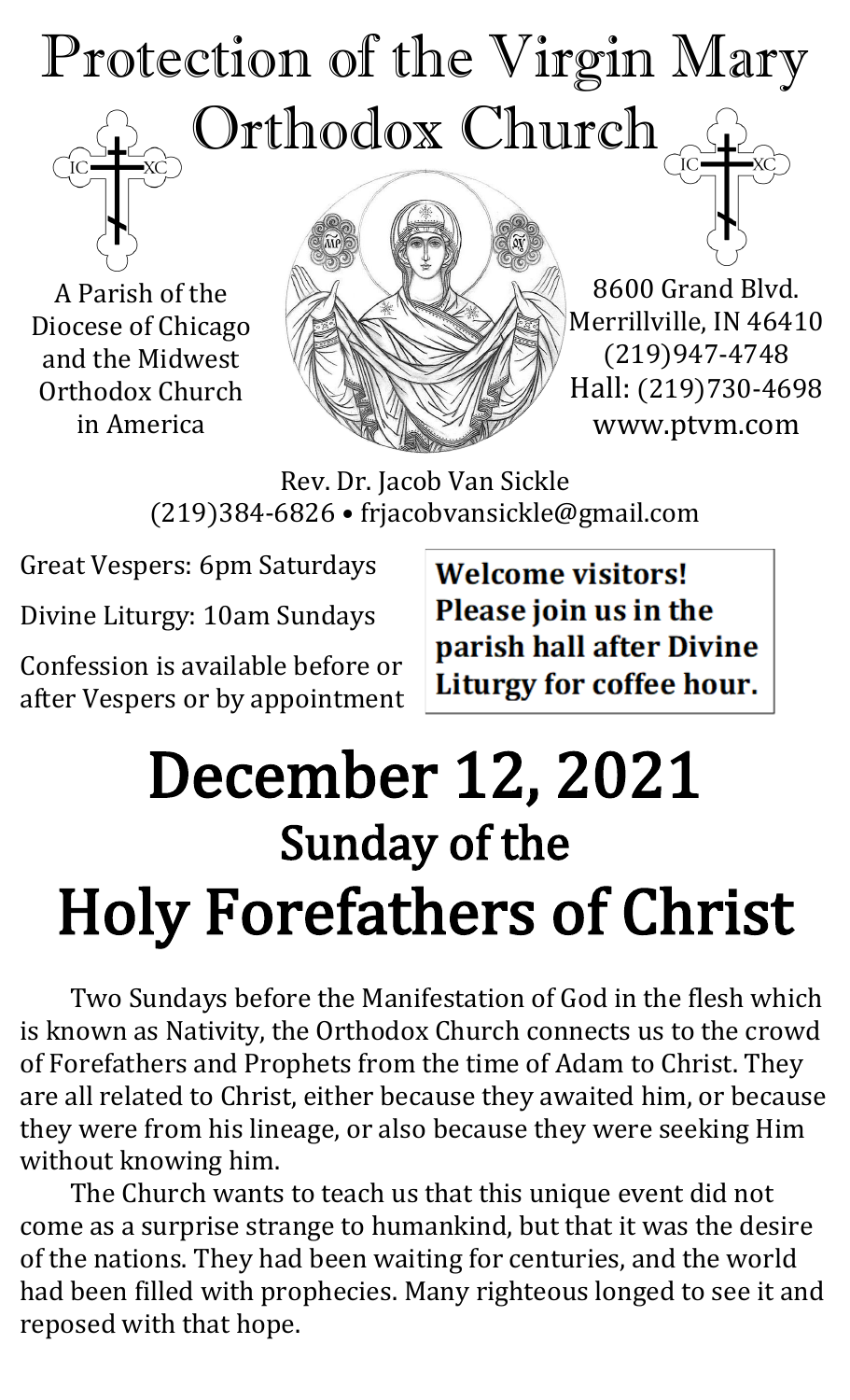# Protection of the Virgin Mary Orthodox Church

A Parish of the Diocese of Chicago and the Midwest Orthodox Church in America

8600 Grand Blvd.
Merrillville, IN 46410
(219)947-4748
Hall: (219)730-4698
www.ptvm.com

Rev. Dr. Jacob Van Sickle
(219)384-6826 • frjacobvansickle@gmail.com

Great Vespers: 6pm Saturdays

Divine Liturgy: 10am Sundays

Confession is available before or after Vespers or by appointment

**Welcome visitors! Please join us in the parish hall after Divine Liturgy for coffee hour.**

# December 12, 2021

## Sunday of the

# Holy Forefathers of Christ

Two Sundays before the Manifestation of God in the flesh which is known as Nativity, the Orthodox Church connects us to the crowd of Forefathers and Prophets from the time of Adam to Christ. They are all related to Christ, either because they awaited him, or because they were from his lineage, or also because they were seeking Him without knowing him.

The Church wants to teach us that this unique event did not come as a surprise strange to humankind, but that it was the desire of the nations. They had been waiting for centuries, and the world had been filled with prophecies. Many righteous longed to see it and reposed with that hope.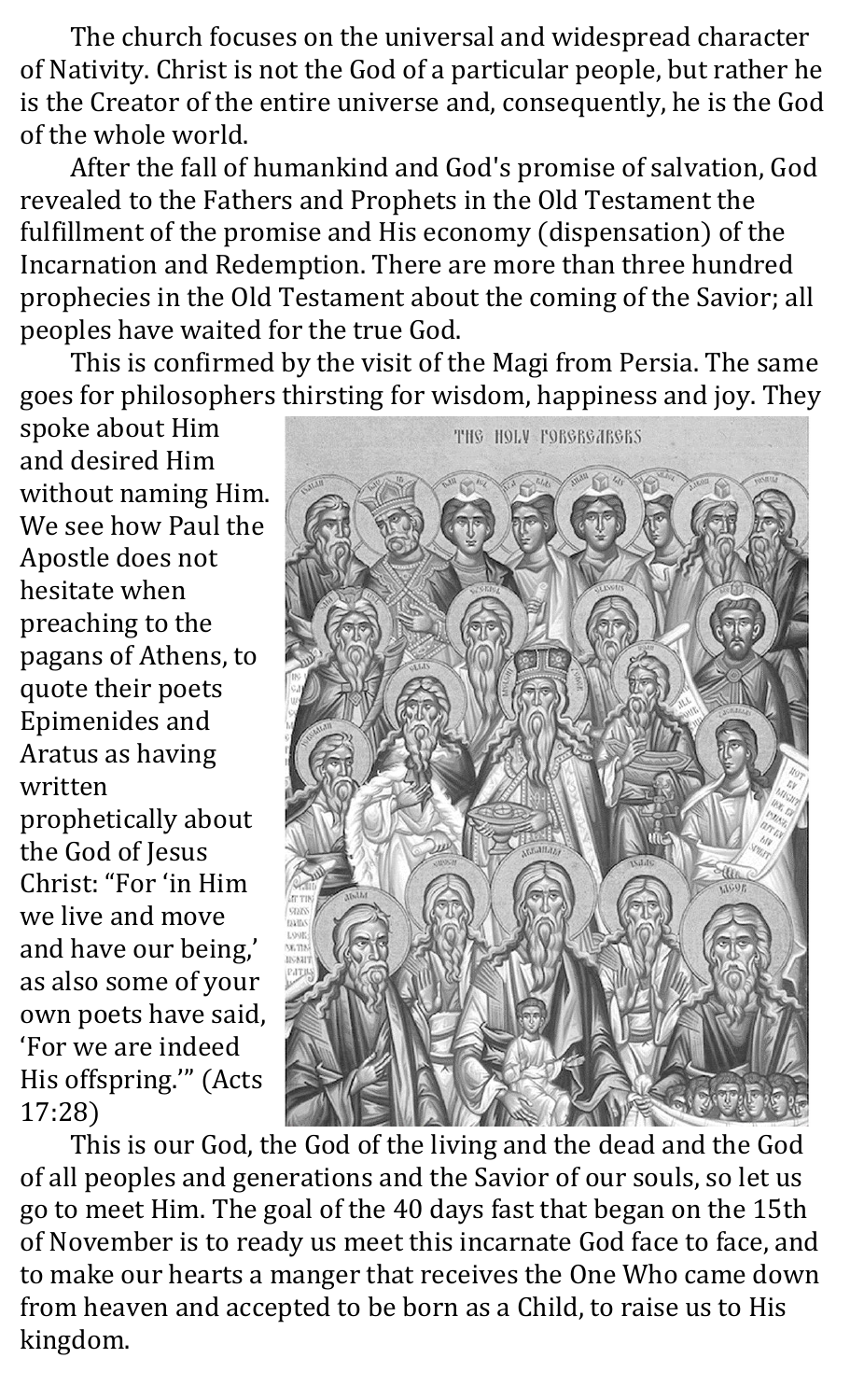The church focuses on the universal and widespread character of Nativity. Christ is not the God of a particular people, but rather he is the Creator of the entire universe and, consequently, he is the God of the whole world.

After the fall of humankind and God's promise of salvation, God revealed to the Fathers and Prophets in the Old Testament the fulfillment of the promise and His economy (dispensation) of the Incarnation and Redemption. There are more than three hundred prophecies in the Old Testament about the coming of the Savior; all peoples have waited for the true God.

This is confirmed by the visit of the Magi from Persia. The same goes for philosophers thirsting for wisdom, happiness and joy. They spoke about Him and desired Him without naming Him. We see how Paul the Apostle does not hesitate when preaching to the pagans of Athens, to quote their poets Epimenides and Aratus as having written prophetically about the God of Jesus Christ: "For 'in Him we live and move and have our being,' as also some of your own poets have said, 'For we are indeed His offspring.'" (Acts 17:28)

This is our God, the God of the living and the dead and the God of all peoples and generations and the Savior of our souls, so let us go to meet Him. The goal of the 40 days fast that began on the 15th of November is to ready us meet this incarnate God face to face, and to make our hearts a manger that receives the One Who came down from heaven and accepted to be born as a Child, to raise us to His kingdom.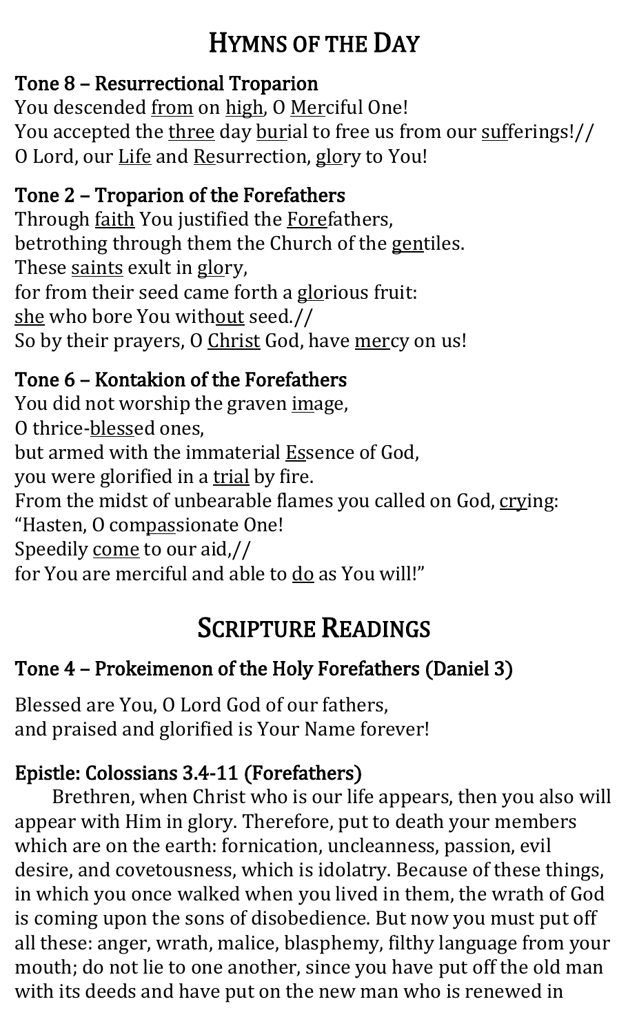# Hymns of the Day

### Tone 8 – Resurrectional Troparion

You descended <u>from</u> on <u>high</u>, O <u>Mer</u>ciful One!
You accepted the <u>three</u> day <u>bur</u>ial to free us from our <u>suf</u>ferings!//
O Lord, our <u>Life</u> and <u>Re</u>surrection, <u>glo</u>ry to You!

### Tone 2 – Troparion of the Forefathers

Through <u>faith</u> You justified the <u>Fore</u>fathers,
betrothing through them the Church of the <u>gen</u>tiles.
These <u>saints</u> exult in <u>glo</u>ry,
for from their seed came forth a <u>glo</u>rious fruit:
<u>she</u> who bore You with<u>out</u> seed.//
So by their prayers, O <u>Christ</u> God, have <u>mer</u>cy on us!

### Tone 6 – Kontakion of the Forefathers

You did not worship the graven <u>im</u>age,
O thrice-<u>bless</u>ed ones,
but armed with the immaterial <u>Es</u>sence of God,
you were glorified in a <u>trial</u> by fire.
From the midst of unbearable flames you called on God, <u>cry</u>ing:
"Hasten, O com<u>pas</u>sionate One!
Speedily <u>come</u> to our aid,//
for You are merciful and able to <u>do</u> as You will!"

# Scripture Readings

### Tone 4 – Prokeimenon of the Holy Forefathers (Daniel 3)

Blessed are You, O Lord God of our fathers,
and praised and glorified is Your Name forever!

### Epistle: Colossians 3.4-11 (Forefathers)

Brethren, when Christ who is our life appears, then you also will appear with Him in glory. Therefore, put to death your members which are on the earth: fornication, uncleanness, passion, evil desire, and covetousness, which is idolatry. Because of these things, in which you once walked when you lived in them, the wrath of God is coming upon the sons of disobedience. But now you must put off all these: anger, wrath, malice, blasphemy, filthy language from your mouth; do not lie to one another, since you have put off the old man with its deeds and have put on the new man who is renewed in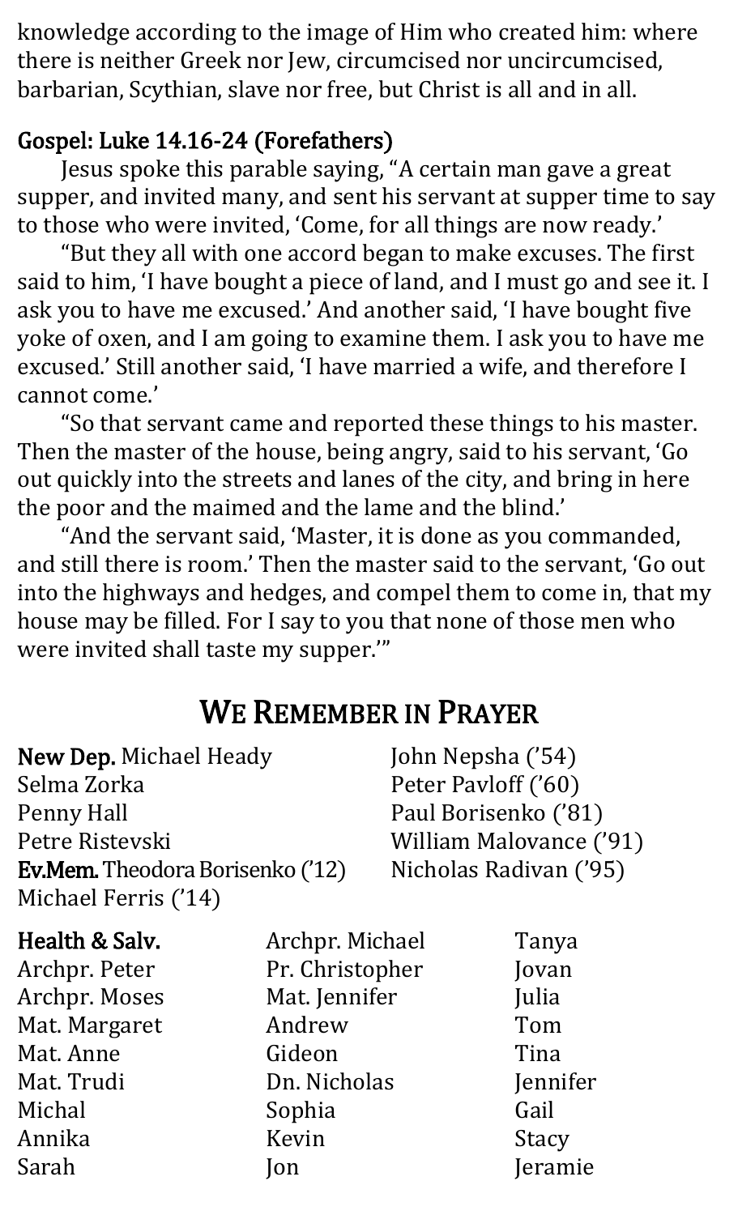knowledge according to the image of Him who created him: where there is neither Greek nor Jew, circumcised nor uncircumcised, barbarian, Scythian, slave nor free, but Christ is all and in all.

**Gospel: Luke 14.16-24 (Forefathers)**

Jesus spoke this parable saying, "A certain man gave a great supper, and invited many, and sent his servant at supper time to say to those who were invited, 'Come, for all things are now ready.'

"But they all with one accord began to make excuses. The first said to him, 'I have bought a piece of land, and I must go and see it. I ask you to have me excused.' And another said, 'I have bought five yoke of oxen, and I am going to examine them. I ask you to have me excused.' Still another said, 'I have married a wife, and therefore I cannot come.'

"So that servant came and reported these things to his master. Then the master of the house, being angry, said to his servant, 'Go out quickly into the streets and lanes of the city, and bring in here the poor and the maimed and the lame and the blind.'

"And the servant said, 'Master, it is done as you commanded, and still there is room.' Then the master said to the servant, 'Go out into the highways and hedges, and compel them to come in, that my house may be filled. For I say to you that none of those men who were invited shall taste my supper.'"

## We Remember in Prayer

**New Dep.** Michael Heady
Selma Zorka
Penny Hall
Petre Ristevski
**Ev.Mem.** Theodora Borisenko ('12)
Michael Ferris ('14)
John Nepsha ('54)
Peter Pavloff ('60)
Paul Borisenko ('81)
William Malovance ('91)
Nicholas Radivan ('95)

**Health & Salv.**
Archpr. Peter
Archpr. Moses
Mat. Margaret
Mat. Anne
Mat. Trudi
Michal
Annika
Sarah
Archpr. Michael
Pr. Christopher
Mat. Jennifer
Andrew
Gideon
Dn. Nicholas
Sophia
Kevin
Jon
Tanya
Jovan
Julia
Tom
Tina
Jennifer
Gail
Stacy
Jeramie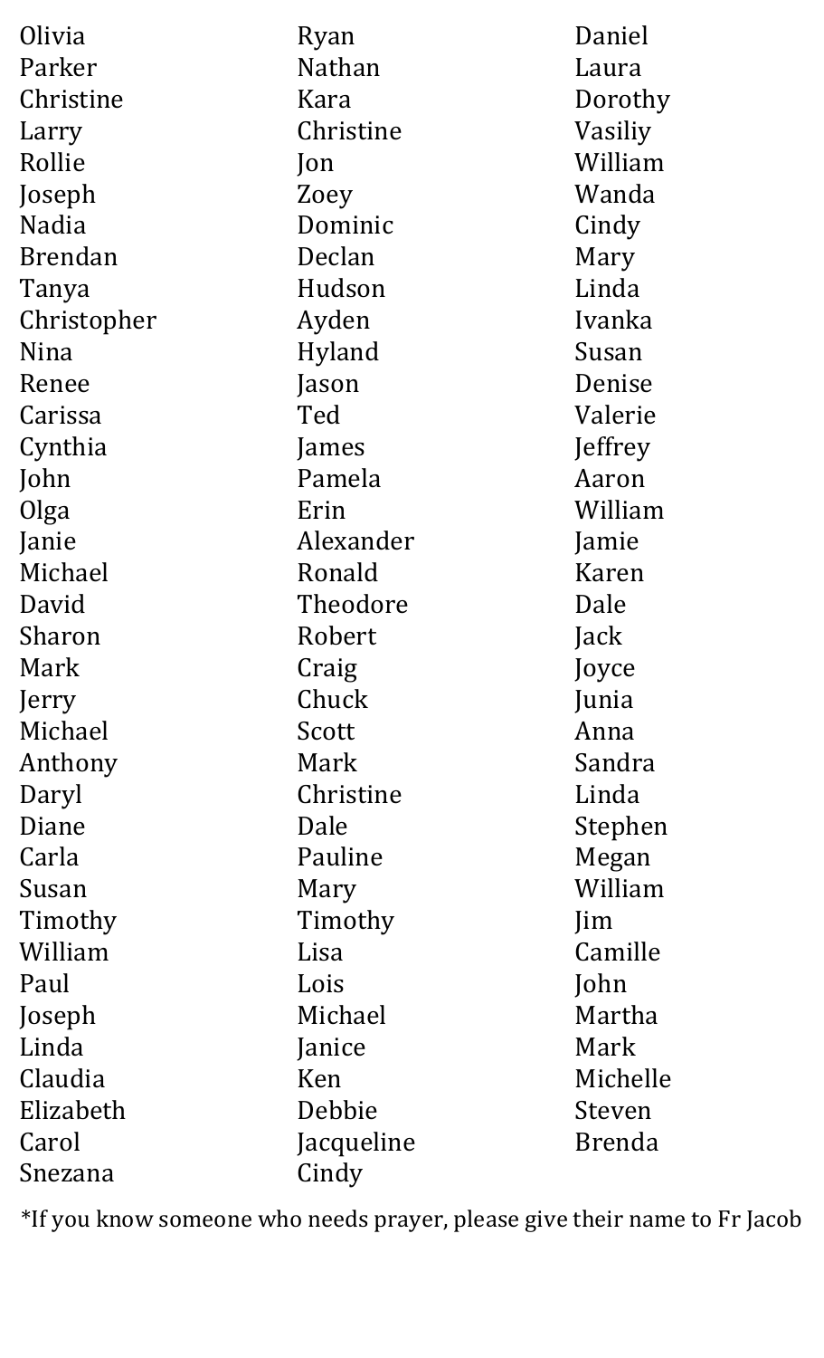Olivia
Parker
Christine
Larry
Rollie
Joseph
Nadia
Brendan
Tanya
Christopher
Nina
Renee
Carissa
Cynthia
John
Olga
Janie
Michael
David
Sharon
Mark
Jerry
Michael
Anthony
Daryl
Diane
Carla
Susan
Timothy
William
Paul
Joseph
Linda
Claudia
Elizabeth
Carol
Snezana

Ryan
Nathan
Kara
Christine
Jon
Zoey
Dominic
Declan
Hudson
Ayden
Hyland
Jason
Ted
James
Pamela
Erin
Alexander
Ronald
Theodore
Robert
Craig
Chuck
Scott
Mark
Christine
Dale
Pauline
Mary
Timothy
Lisa
Lois
Michael
Janice
Ken
Debbie
Jacqueline
Cindy

Daniel
Laura
Dorothy
Vasiliy
William
Wanda
Cindy
Mary
Linda
Ivanka
Susan
Denise
Valerie
Jeffrey
Aaron
William
Jamie
Karen
Dale
Jack
Joyce
Junia
Anna
Sandra
Linda
Stephen
Megan
William
Jim
Camille
John
Martha
Mark
Michelle
Steven
Brenda

*If you know someone who needs prayer, please give their name to Fr Jacob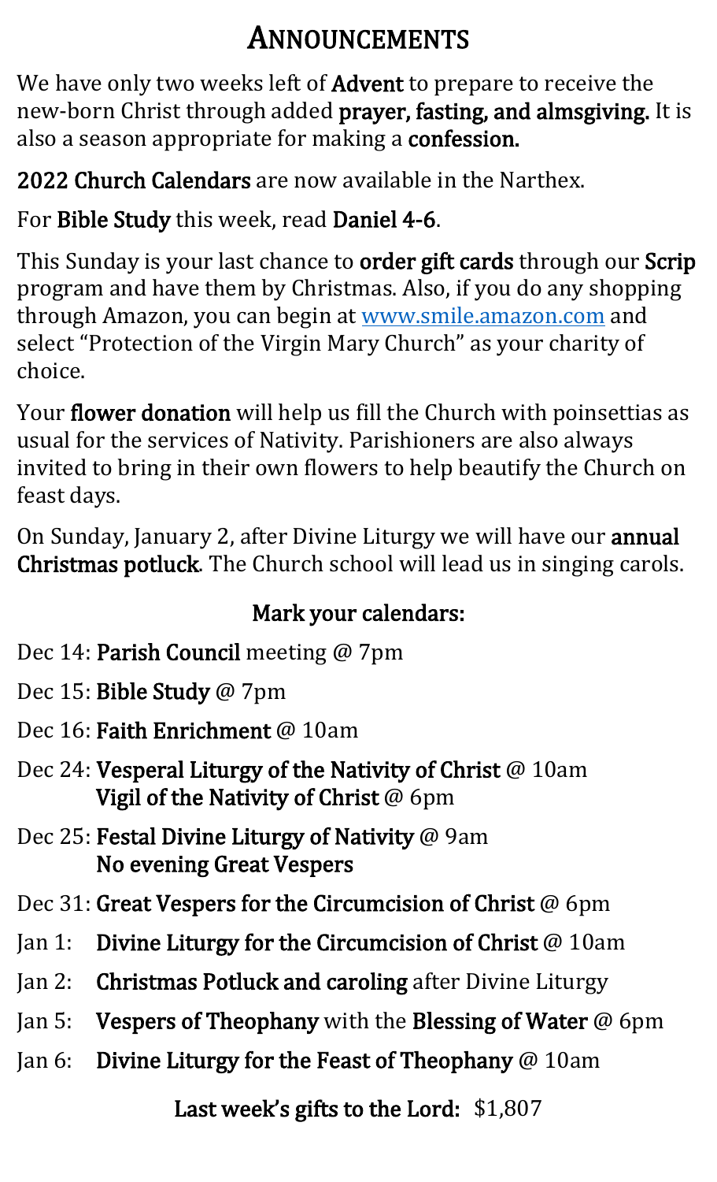# ANNOUNCEMENTS

We have only two weeks left of **Advent** to prepare to receive the new-born Christ through added **prayer, fasting, and almsgiving.** It is also a season appropriate for making a **confession.**

**2022 Church Calendars** are now available in the Narthex.

For **Bible Study** this week, read **Daniel 4-6**.

This Sunday is your last chance to **order gift cards** through our **Scrip** program and have them by Christmas. Also, if you do any shopping through Amazon, you can begin at [www.smile.amazon.com](http://www.smile.amazon.com) and select "Protection of the Virgin Mary Church" as your charity of choice.

Your **flower donation** will help us fill the Church with poinsettias as usual for the services of Nativity. Parishioners are also always invited to bring in their own flowers to help beautify the Church on feast days.

On Sunday, January 2, after Divine Liturgy we will have our **annual Christmas potluck**. The Church school will lead us in singing carols.

## Mark your calendars:

- Dec 14: **Parish Council** meeting @ 7pm
- Dec 15: **Bible Study** @ 7pm
- Dec 16: **Faith Enrichment** @ 10am
- Dec 24: **Vesperal Liturgy of the Nativity of Christ** @ 10am
  **Vigil of the Nativity of Christ** @ 6pm
- Dec 25: **Festal Divine Liturgy of Nativity** @ 9am
  **No evening Great Vespers**
- Dec 31: **Great Vespers for the Circumcision of Christ** @ 6pm
- Jan 1: **Divine Liturgy for the Circumcision of Christ** @ 10am
- Jan 2: **Christmas Potluck and caroling** after Divine Liturgy
- Jan 5: **Vespers of Theophany** with the **Blessing of Water** @ 6pm
- Jan 6: **Divine Liturgy for the Feast of Theophany** @ 10am

**Last week's gifts to the Lord:** $1,807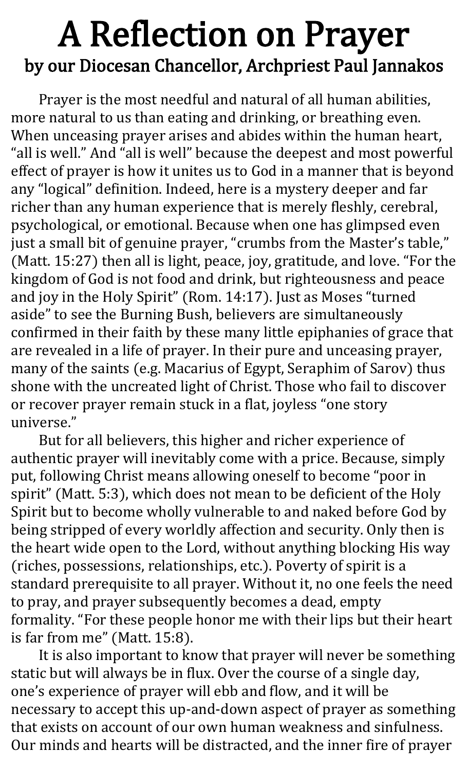# A Reflection on Prayer

## by our Diocesan Chancellor, Archpriest Paul Jannakos

Prayer is the most needful and natural of all human abilities, more natural to us than eating and drinking, or breathing even. When unceasing prayer arises and abides within the human heart, "all is well." And "all is well" because the deepest and most powerful effect of prayer is how it unites us to God in a manner that is beyond any "logical" definition. Indeed, here is a mystery deeper and far richer than any human experience that is merely fleshly, cerebral, psychological, or emotional. Because when one has glimpsed even just a small bit of genuine prayer, "crumbs from the Master's table," (Matt. 15:27) then all is light, peace, joy, gratitude, and love. "For the kingdom of God is not food and drink, but righteousness and peace and joy in the Holy Spirit" (Rom. 14:17). Just as Moses "turned aside" to see the Burning Bush, believers are simultaneously confirmed in their faith by these many little epiphanies of grace that are revealed in a life of prayer. In their pure and unceasing prayer, many of the saints (e.g. Macarius of Egypt, Seraphim of Sarov) thus shone with the uncreated light of Christ. Those who fail to discover or recover prayer remain stuck in a flat, joyless "one story universe."

But for all believers, this higher and richer experience of authentic prayer will inevitably come with a price. Because, simply put, following Christ means allowing oneself to become "poor in spirit" (Matt. 5:3), which does not mean to be deficient of the Holy Spirit but to become wholly vulnerable to and naked before God by being stripped of every worldly affection and security. Only then is the heart wide open to the Lord, without anything blocking His way (riches, possessions, relationships, etc.). Poverty of spirit is a standard prerequisite to all prayer. Without it, no one feels the need to pray, and prayer subsequently becomes a dead, empty formality. "For these people honor me with their lips but their heart is far from me" (Matt. 15:8).

It is also important to know that prayer will never be something static but will always be in flux. Over the course of a single day, one's experience of prayer will ebb and flow, and it will be necessary to accept this up-and-down aspect of prayer as something that exists on account of our own human weakness and sinfulness. Our minds and hearts will be distracted, and the inner fire of prayer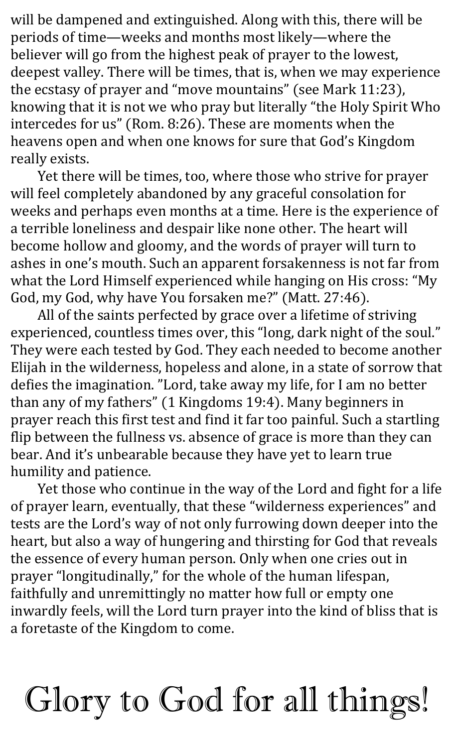will be dampened and extinguished. Along with this, there will be periods of time—weeks and months most likely—where the believer will go from the highest peak of prayer to the lowest, deepest valley. There will be times, that is, when we may experience the ecstasy of prayer and "move mountains" (see Mark 11:23), knowing that it is not we who pray but literally "the Holy Spirit Who intercedes for us" (Rom. 8:26). These are moments when the heavens open and when one knows for sure that God's Kingdom really exists.

Yet there will be times, too, where those who strive for prayer will feel completely abandoned by any graceful consolation for weeks and perhaps even months at a time. Here is the experience of a terrible loneliness and despair like none other. The heart will become hollow and gloomy, and the words of prayer will turn to ashes in one's mouth. Such an apparent forsakenness is not far from what the Lord Himself experienced while hanging on His cross: "My God, my God, why have You forsaken me?" (Matt. 27:46).

All of the saints perfected by grace over a lifetime of striving experienced, countless times over, this "long, dark night of the soul." They were each tested by God. They each needed to become another Elijah in the wilderness, hopeless and alone, in a state of sorrow that defies the imagination. "Lord, take away my life, for I am no better than any of my fathers" (1 Kingdoms 19:4). Many beginners in prayer reach this first test and find it far too painful. Such a startling flip between the fullness vs. absence of grace is more than they can bear. And it's unbearable because they have yet to learn true humility and patience.

Yet those who continue in the way of the Lord and fight for a life of prayer learn, eventually, that these "wilderness experiences" and tests are the Lord's way of not only furrowing down deeper into the heart, but also a way of hungering and thirsting for God that reveals the essence of every human person. Only when one cries out in prayer "longitudinally," for the whole of the human lifespan, faithfully and unremittingly no matter how full or empty one inwardly feels, will the Lord turn prayer into the kind of bliss that is a foretaste of the Kingdom to come.

# Glory to God for all things!